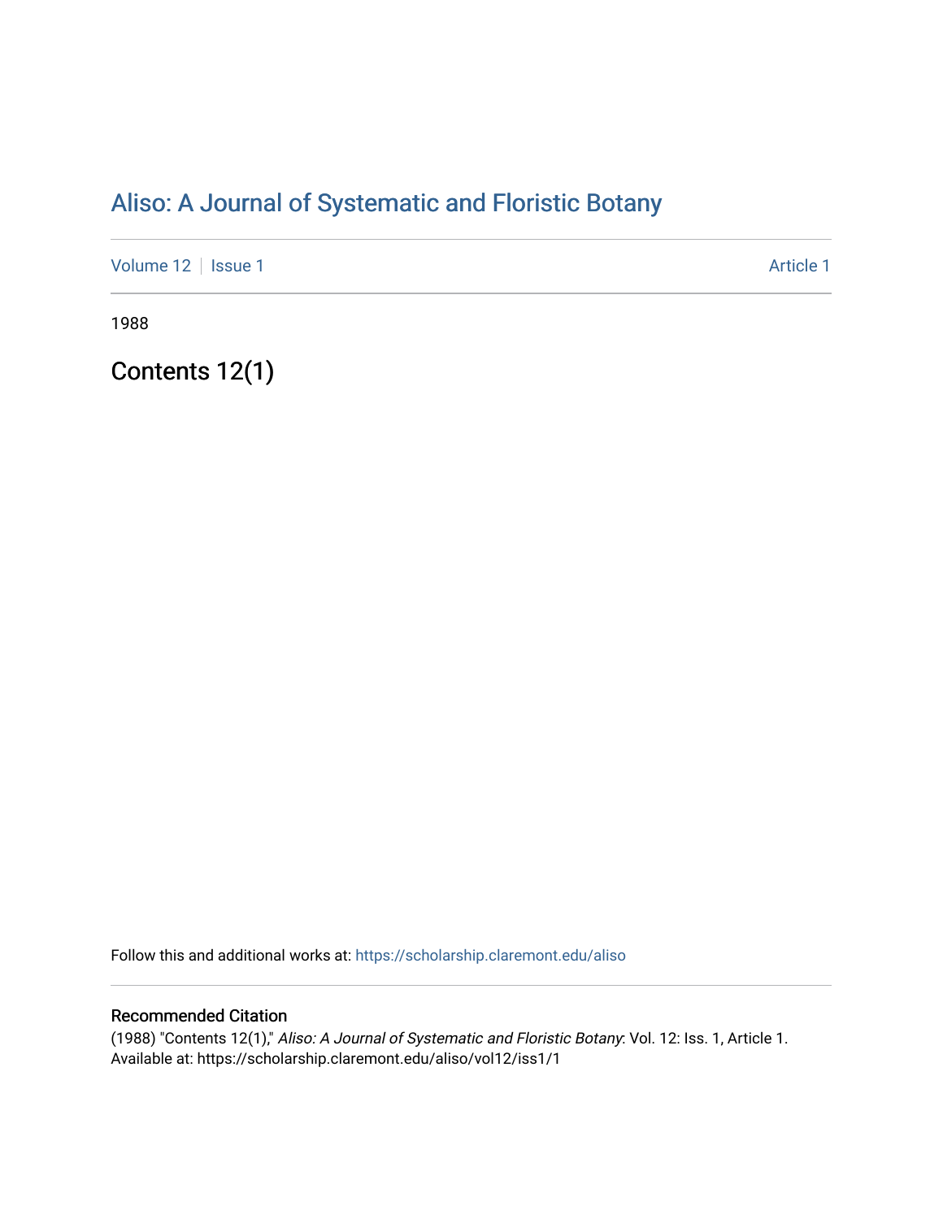# Aliso: A Journal of Systematic and Floristic Botany

Volume 12 | Issue 1 — Article 1

1988

## Contents 12(1)

Follow this and additional works at: https://scholarship.claremont.edu/aliso

### Recommended Citation

(1988) "Contents 12(1)," *Aliso: A Journal of Systematic and Floristic Botany*: Vol. 12: Iss. 1, Article 1.
Available at: https://scholarship.claremont.edu/aliso/vol12/iss1/1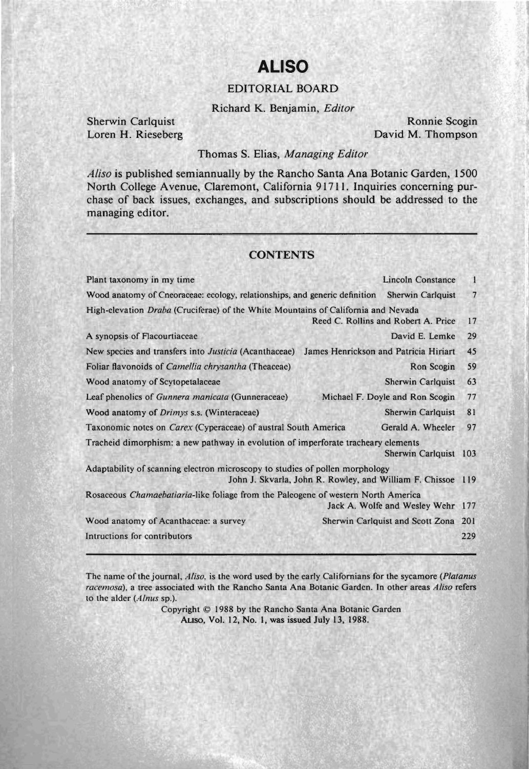# ALISO

## EDITORIAL BOARD

Richard K. Benjamin, *Editor*

Sherwin Carlquist
Loren H. Rieseberg
Ronnie Scogin
David M. Thompson

Thomas S. Elias, *Managing Editor*

*Aliso* is published semiannually by the Rancho Santa Ana Botanic Garden, 1500 North College Avenue, Claremont, California 91711. Inquiries concerning purchase of back issues, exchanges, and subscriptions should be addressed to the managing editor.

## CONTENTS

| | | |
|---|---|---|
| Plant taxonomy in my time | Lincoln Constance | 1 |
| Wood anatomy of Cneoraceae: ecology, relationships, and generic definition | Sherwin Carlquist | 7 |
| High-elevation *Draba* (Cruciferae) of the White Mountains of California and Nevada | Reed C. Rollins and Robert A. Price | 17 |
| A synopsis of Flacourtiaceae | David E. Lemke | 29 |
| New species and transfers into *Justicia* (Acanthaceae) | James Henrickson and Patricia Hiriart | 45 |
| Foliar flavonoids of *Camellia chrysantha* (Theaceae) | Ron Scogin | 59 |
| Wood anatomy of Scytopetalaceae | Sherwin Carlquist | 63 |
| Leaf phenolics of *Gunnera manicata* (Gunneraceae) | Michael F. Doyle and Ron Scogin | 77 |
| Wood anatomy of *Drimys* s.s. (Winteraceae) | Sherwin Carlquist | 81 |
| Taxonomic notes on *Carex* (Cyperaceae) of austral South America | Gerald A. Wheeler | 97 |
| Tracheid dimorphism: a new pathway in evolution of imperforate tracheary elements | Sherwin Carlquist | 103 |
| Adaptability of scanning electron microscopy to studies of pollen morphology | John J. Skvarla, John R. Rowley, and William F. Chissoe | 119 |
| Rosaceous *Chamaebatiaria*-like foliage from the Paleogene of western North America | Jack A. Wolfe and Wesley Wehr | 177 |
| Wood anatomy of Acanthaceae: a survey | Sherwin Carlquist and Scott Zona | 201 |
| Intructions for contributors | | 229 |

The name of the journal, *Aliso*, is the word used by the early Californians for the sycamore (*Platanus racemosa*), a tree associated with the Rancho Santa Ana Botanic Garden. In other areas *Aliso* refers to the alder (*Alnus* sp.).

Copyright © 1988 by the Rancho Santa Ana Botanic Garden
ALISO, Vol. 12, No. 1, was issued July 13, 1988.